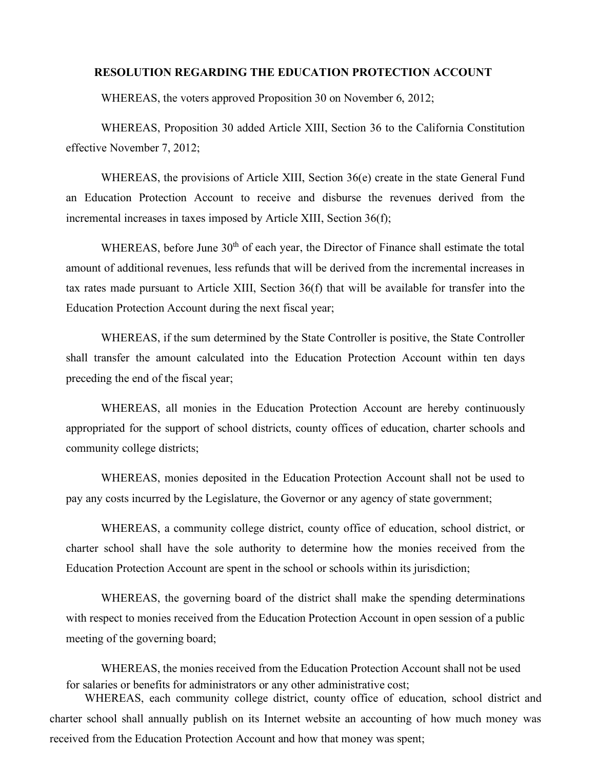## RESOLUTION REGARDING THE EDUCATION PROTECTION ACCOUNT

WHEREAS, the voters approved Proposition 30 on November 6, 2012;

WHEREAS, Proposition 30 added Article XIII, Section 36 to the California Constitution effective November 7, 2012;

WHEREAS, the provisions of Article XIII, Section 36(e) create in the state General Fund an Education Protection Account to receive and disburse the revenues derived from the incremental increases in taxes imposed by Article XIII, Section 36(f);

WHEREAS, before June 30th of each year, the Director of Finance shall estimate the total amount of additional revenues, less refunds that will be derived from the incremental increases in tax rates made pursuant to Article XIII, Section 36(f) that will be available for transfer into the Education Protection Account during the next fiscal year;

WHEREAS, if the sum determined by the State Controller is positive, the State Controller shall transfer the amount calculated into the Education Protection Account within ten days preceding the end of the fiscal year;

WHEREAS, all monies in the Education Protection Account are hereby continuously appropriated for the support of school districts, county offices of education, charter schools and community college districts;

WHEREAS, monies deposited in the Education Protection Account shall not be used to pay any costs incurred by the Legislature, the Governor or any agency of state government;

WHEREAS, a community college district, county office of education, school district, or charter school shall have the sole authority to determine how the monies received from the Education Protection Account are spent in the school or schools within its jurisdiction;

WHEREAS, the governing board of the district shall make the spending determinations with respect to monies received from the Education Protection Account in open session of a public meeting of the governing board;

WHEREAS, the monies received from the Education Protection Account shall not be used for salaries or benefits for administrators or any other administrative cost;

WHEREAS, each community college district, county office of education, school district and charter school shall annually publish on its Internet website an accounting of how much money was received from the Education Protection Account and how that money was spent;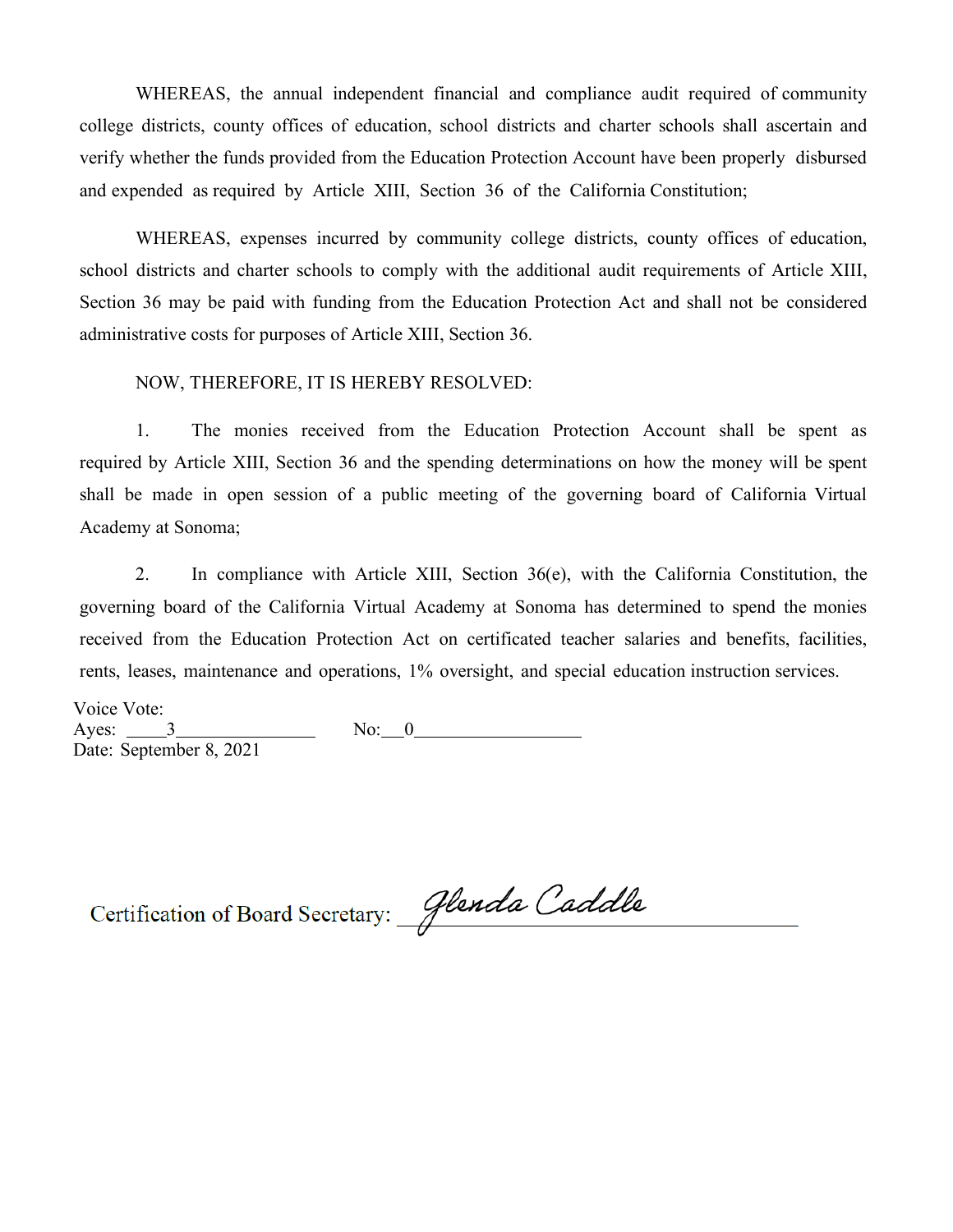WHEREAS, the annual independent financial and compliance audit required of community college districts, county offices of education, school districts and charter schools shall ascertain and verify whether the funds provided from the Education Protection Account have been properly disbursed and expended as required by Article XIII, Section 36 of the California Constitution;

WHEREAS, expenses incurred by community college districts, county offices of education, school districts and charter schools to comply with the additional audit requirements of Article XIII, Section 36 may be paid with funding from the Education Protection Act and shall not be considered administrative costs for purposes of Article XIII, Section 36.

NOW, THEREFORE, IT IS HEREBY RESOLVED:

1. The monies received from the Education Protection Account shall be spent as required by Article XIII, Section 36 and the spending determinations on how the money will be spent shall be made in open session of a public meeting of the governing board of California Virtual Academy at Sonoma;

2. In compliance with Article XIII, Section 36(e), with the California Constitution, the governing board of the California Virtual Academy at Sonoma has determined to spend the monies received from the Education Protection Act on certificated teacher salaries and benefits, facilities, rents, leases, maintenance and operations, 1% oversight, and special education instruction services.

Voice Vote:
Ayes: 3 No: 0
Date: September 8, 2021

Certification of Board Secretary: Glenda Caddle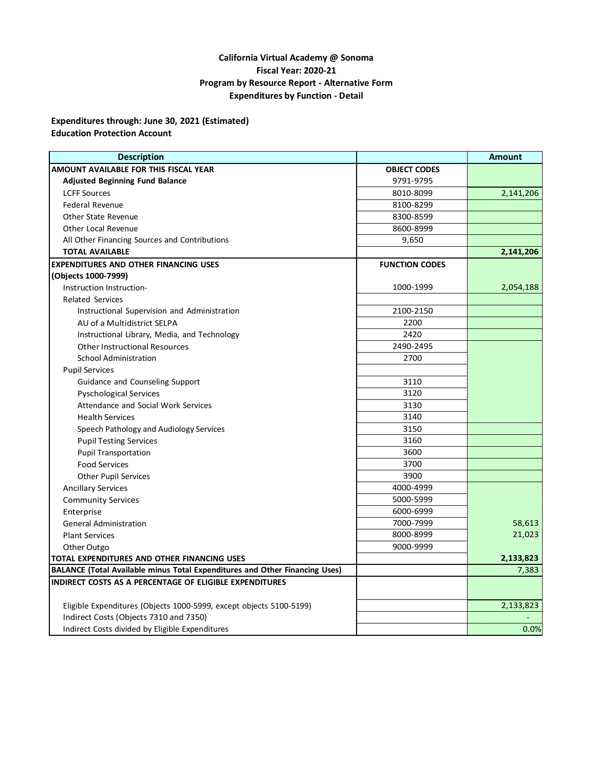**California Virtual Academy @ Sonoma**
**Fiscal Year: 2020-21**
**Program by Resource Report - Alternative Form**
**Expenditures by Function - Detail**

**Expenditures through: June 30, 2021 (Estimated)**
**Education Protection Account**

| Description | | Amount |
|---|---|---|
| **AMOUNT AVAILABLE FOR THIS FISCAL YEAR** | **OBJECT CODES** | |
| **Adjusted Beginning Fund Balance** | 9791-9795 | |
| LCFF Sources | 8010-8099 | 2,141,206 |
| Federal Revenue | 8100-8299 | |
| Other State Revenue | 8300-8599 | |
| Other Local Revenue | 8600-8999 | |
| All Other Financing Sources and Contributions | 9,650 | |
| **TOTAL AVAILABLE** | | **2,141,206** |
| **EXPENDITURES AND OTHER FINANCING USES** | **FUNCTION CODES** | |
| **(Objects 1000-7999)** | | |
| Instruction Instruction- | 1000-1999 | 2,054,188 |
| Related Services | | |
| Instructional Supervision and Administration | 2100-2150 | |
| AU of a Multidistrict SELPA | 2200 | |
| Instructional Library, Media, and Technology | 2420 | |
| Other Instructional Resources | 2490-2495 | |
| School Administration | 2700 | |
| Pupil Services | | |
| Guidance and Counseling Support | 3110 | |
| Pyschological Services | 3120 | |
| Attendance and Social Work Services | 3130 | |
| Health Services | 3140 | |
| Speech Pathology and Audiology Services | 3150 | |
| Pupil Testing Services | 3160 | |
| Pupil Transportation | 3600 | |
| Food Services | 3700 | |
| Other Pupil Services | 3900 | |
| Ancillary Services | 4000-4999 | |
| Community Services | 5000-5999 | |
| Enterprise | 6000-6999 | |
| General Administration | 7000-7999 | 58,613 |
| Plant Services | 8000-8999 | 21,023 |
| Other Outgo | 9000-9999 | |
| **TOTAL EXPENDITURES AND OTHER FINANCING USES** | | **2,133,823** |
| **BALANCE (Total Available minus Total Expenditures and Other Financing Uses)** | | 7,383 |
| **INDIRECT COSTS AS A PERCENTAGE OF ELIGIBLE EXPENDITURES** | | |
| Eligible Expenditures (Objects 1000-5999, except objects 5100-5199) | | 2,133,823 |
| Indirect Costs (Objects 7310 and 7350) | | - |
| Indirect Costs divided by Eligible Expenditures | | 0.0% |